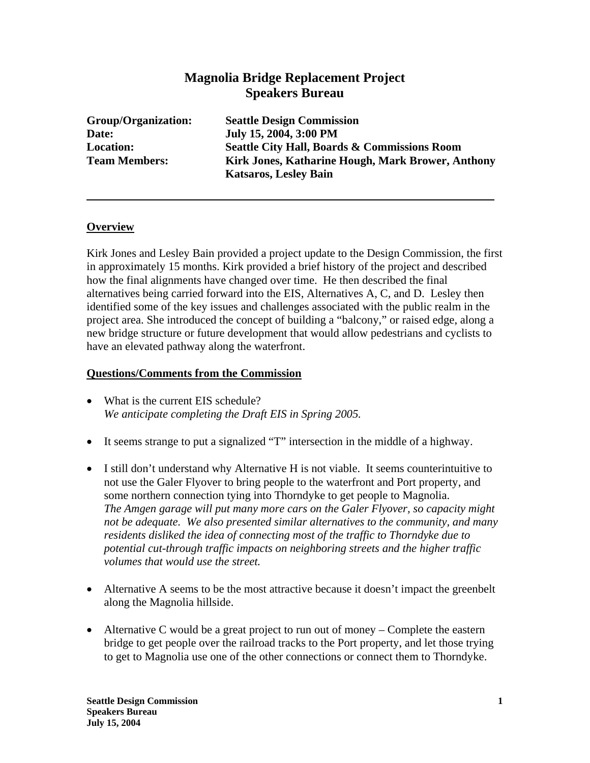# Magnolia Bridge Replacement Project
## Speakers Bureau

**Group/Organization:** **Seattle Design Commission**
**Date:** **July 15, 2004, 3:00 PM**
**Location:** **Seattle City Hall, Boards & Commissions Room**
**Team Members:** **Kirk Jones, Katharine Hough, Mark Brower, Anthony Katsaros, Lesley Bain**

---

## Overview

Kirk Jones and Lesley Bain provided a project update to the Design Commission, the first in approximately 15 months. Kirk provided a brief history of the project and described how the final alignments have changed over time. He then described the final alternatives being carried forward into the EIS, Alternatives A, C, and D. Lesley then identified some of the key issues and challenges associated with the public realm in the project area. She introduced the concept of building a "balcony," or raised edge, along a new bridge structure or future development that would allow pedestrians and cyclists to have an elevated pathway along the waterfront.

## Questions/Comments from the Commission

- What is the current EIS schedule?
  *We anticipate completing the Draft EIS in Spring 2005.*

- It seems strange to put a signalized "T" intersection in the middle of a highway.

- I still don't understand why Alternative H is not viable. It seems counterintuitive to not use the Galer Flyover to bring people to the waterfront and Port property, and some northern connection tying into Thorndyke to get people to Magnolia.
  *The Amgen garage will put many more cars on the Galer Flyover, so capacity might not be adequate. We also presented similar alternatives to the community, and many residents disliked the idea of connecting most of the traffic to Thorndyke due to potential cut-through traffic impacts on neighboring streets and the higher traffic volumes that would use the street.*

- Alternative A seems to be the most attractive because it doesn't impact the greenbelt along the Magnolia hillside.

- Alternative C would be a great project to run out of money – Complete the eastern bridge to get people over the railroad tracks to the Port property, and let those trying to get to Magnolia use one of the other connections or connect them to Thorndyke.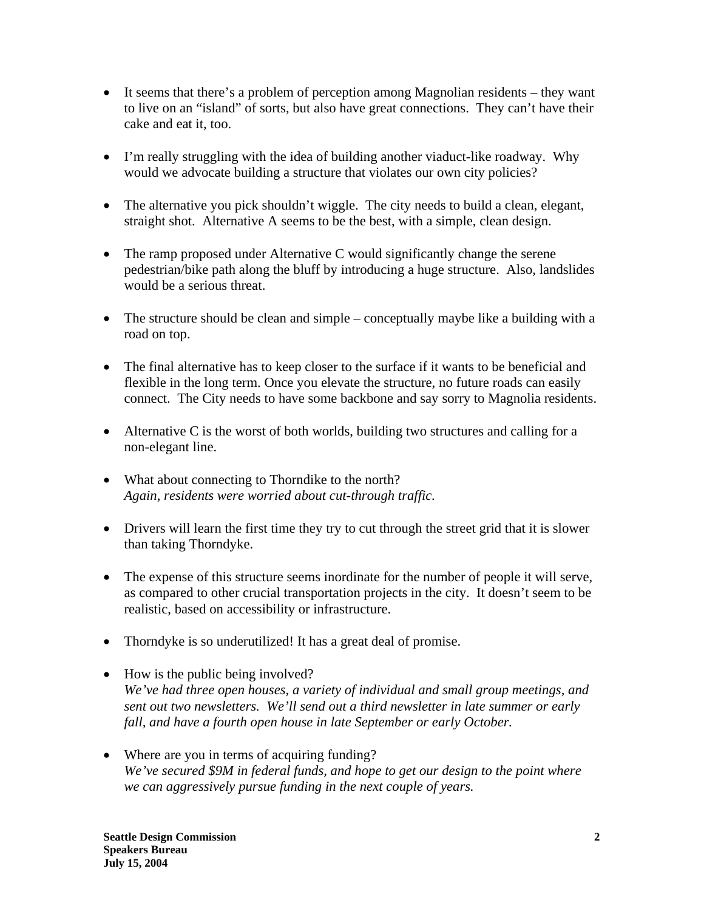- It seems that there's a problem of perception among Magnolian residents – they want to live on an "island" of sorts, but also have great connections. They can't have their cake and eat it, too.

- I'm really struggling with the idea of building another viaduct-like roadway. Why would we advocate building a structure that violates our own city policies?

- The alternative you pick shouldn't wiggle. The city needs to build a clean, elegant, straight shot. Alternative A seems to be the best, with a simple, clean design.

- The ramp proposed under Alternative C would significantly change the serene pedestrian/bike path along the bluff by introducing a huge structure. Also, landslides would be a serious threat.

- The structure should be clean and simple – conceptually maybe like a building with a road on top.

- The final alternative has to keep closer to the surface if it wants to be beneficial and flexible in the long term. Once you elevate the structure, no future roads can easily connect. The City needs to have some backbone and say sorry to Magnolia residents.

- Alternative C is the worst of both worlds, building two structures and calling for a non-elegant line.

- What about connecting to Thorndike to the north?
  *Again, residents were worried about cut-through traffic.*

- Drivers will learn the first time they try to cut through the street grid that it is slower than taking Thorndyke.

- The expense of this structure seems inordinate for the number of people it will serve, as compared to other crucial transportation projects in the city. It doesn't seem to be realistic, based on accessibility or infrastructure.

- Thorndyke is so underutilized! It has a great deal of promise.

- How is the public being involved?
  *We've had three open houses, a variety of individual and small group meetings, and sent out two newsletters. We'll send out a third newsletter in late summer or early fall, and have a fourth open house in late September or early October.*

- Where are you in terms of acquiring funding?
  *We've secured $9M in federal funds, and hope to get our design to the point where we can aggressively pursue funding in the next couple of years.*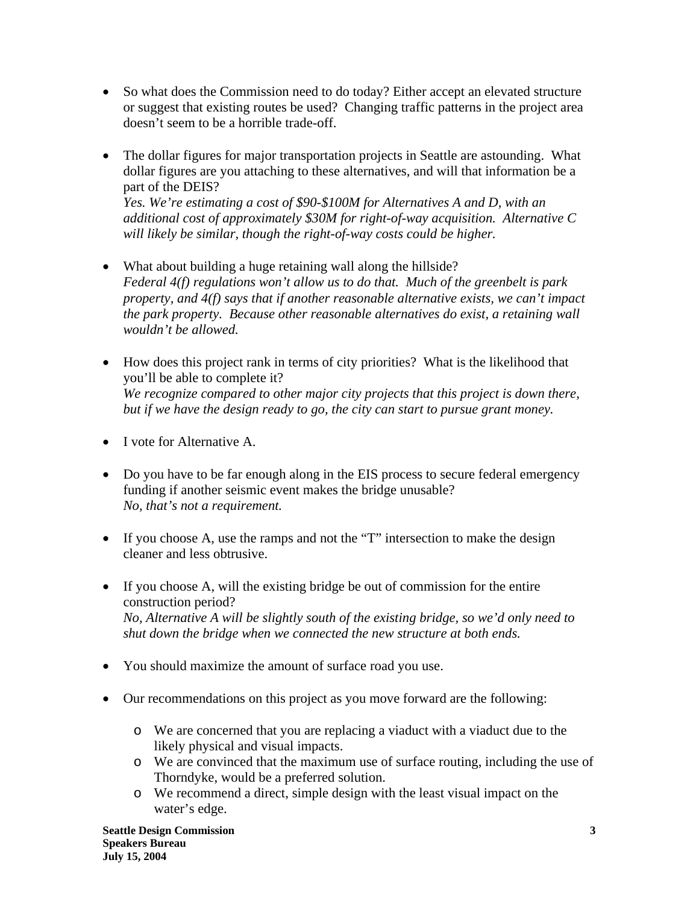- So what does the Commission need to do today? Either accept an elevated structure or suggest that existing routes be used? Changing traffic patterns in the project area doesn't seem to be a horrible trade-off.

- The dollar figures for major transportation projects in Seattle are astounding. What dollar figures are you attaching to these alternatives, and will that information be a part of the DEIS?
  *Yes. We're estimating a cost of $90-$100M for Alternatives A and D, with an additional cost of approximately $30M for right-of-way acquisition. Alternative C will likely be similar, though the right-of-way costs could be higher.*

- What about building a huge retaining wall along the hillside?
  *Federal 4(f) regulations won't allow us to do that. Much of the greenbelt is park property, and 4(f) says that if another reasonable alternative exists, we can't impact the park property. Because other reasonable alternatives do exist, a retaining wall wouldn't be allowed.*

- How does this project rank in terms of city priorities? What is the likelihood that you'll be able to complete it?
  *We recognize compared to other major city projects that this project is down there, but if we have the design ready to go, the city can start to pursue grant money.*

- I vote for Alternative A.

- Do you have to be far enough along in the EIS process to secure federal emergency funding if another seismic event makes the bridge unusable?
  *No, that's not a requirement.*

- If you choose A, use the ramps and not the "T" intersection to make the design cleaner and less obtrusive.

- If you choose A, will the existing bridge be out of commission for the entire construction period?
  *No, Alternative A will be slightly south of the existing bridge, so we'd only need to shut down the bridge when we connected the new structure at both ends.*

- You should maximize the amount of surface road you use.

- Our recommendations on this project as you move forward are the following:
  - We are concerned that you are replacing a viaduct with a viaduct due to the likely physical and visual impacts.
  - We are convinced that the maximum use of surface routing, including the use of Thorndyke, would be a preferred solution.
  - We recommend a direct, simple design with the least visual impact on the water's edge.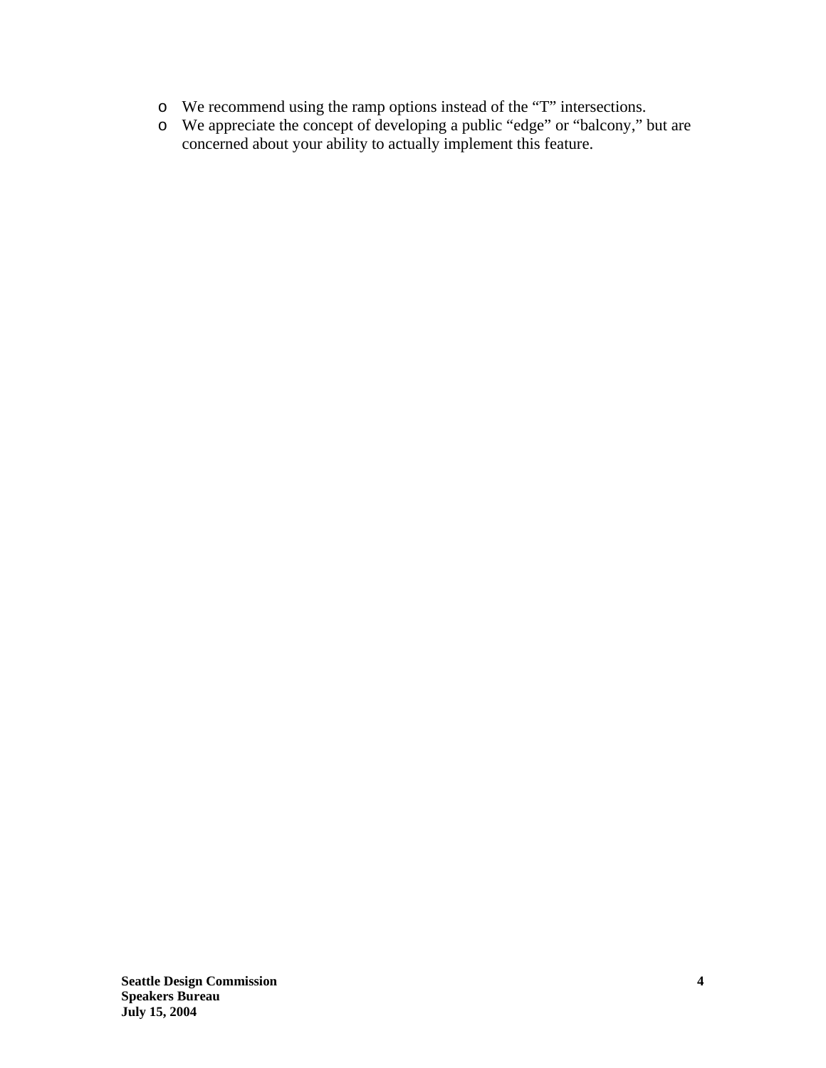- We recommend using the ramp options instead of the "T" intersections.
- We appreciate the concept of developing a public "edge" or "balcony," but are concerned about your ability to actually implement this feature.